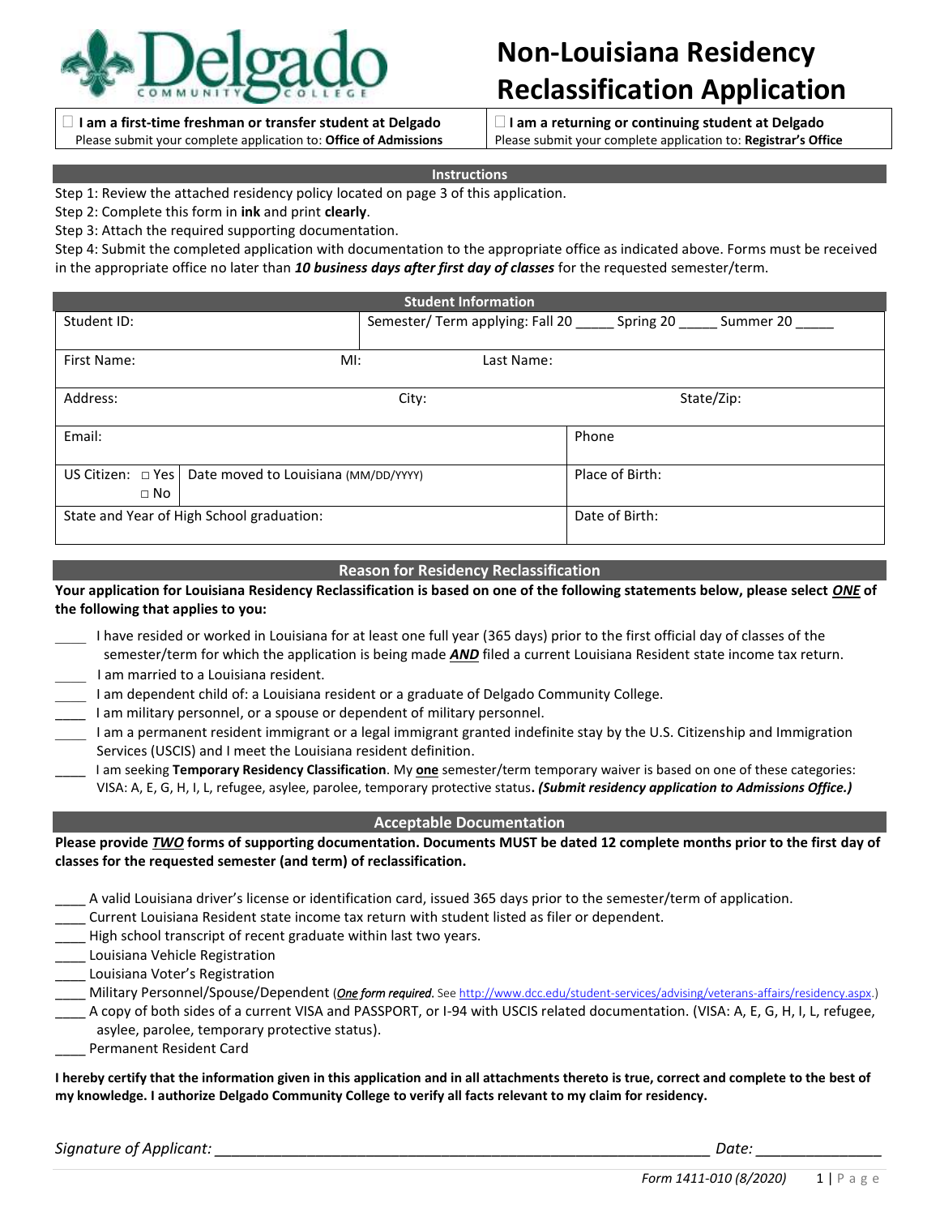# Non-Louisiana Residency Reclassification Application

Delgado Community College

| ☐ **I am a first-time freshman or transfer student at Delgado** Please submit your complete application to: **Office of Admissions** | ☐ **I am a returning or continuing student at Delgado** Please submit your complete application to: **Registrar's Office** |
|---|---|

## Instructions

Step 1: Review the attached residency policy located on page 3 of this application.
Step 2: Complete this form in **ink** and print **clearly**.
Step 3: Attach the required supporting documentation.
Step 4: Submit the completed application with documentation to the appropriate office as indicated above. Forms must be received in the appropriate office no later than ***10 business days after first day of classes*** for the requested semester/term.

## Student Information

| | | |
|---|---|---|
| Student ID: | Semester/ Term applying: Fall 20 _____ Spring 20 _____ Summer 20 _____ | |
| First Name: MI: | Last Name: | |
| Address: | City: | State/Zip: |
| Email: | | Phone |
| US Citizen: □ Yes □ No | Date moved to Louisiana (MM/DD/YYYY) | Place of Birth: |
| State and Year of High School graduation: | | Date of Birth: |

## Reason for Residency Reclassification

**Your application for Louisiana Residency Reclassification is based on one of the following statements below, please select *ONE* of the following that applies to you:**

____ I have resided or worked in Louisiana for at least one full year (365 days) prior to the first official day of classes of the semester/term for which the application is being made ***AND*** filed a current Louisiana Resident state income tax return.
____ I am married to a Louisiana resident.
____ I am dependent child of: a Louisiana resident or a graduate of Delgado Community College.
____ I am military personnel, or a spouse or dependent of military personnel.
____ I am a permanent resident immigrant or a legal immigrant granted indefinite stay by the U.S. Citizenship and Immigration Services (USCIS) and I meet the Louisiana resident definition.
____ I am seeking **Temporary Residency Classification**. My **one** semester/term temporary waiver is based on one of these categories: VISA: A, E, G, H, I, L, refugee, asylee, parolee, temporary protective status**.** ***(Submit residency application to Admissions Office.)***

## Acceptable Documentation

**Please provide *TWO* forms of supporting documentation. Documents MUST be dated 12 complete months prior to the first day of classes for the requested semester (and term) of reclassification.**

____ A valid Louisiana driver's license or identification card, issued 365 days prior to the semester/term of application.
____ Current Louisiana Resident state income tax return with student listed as filer or dependent.
____ High school transcript of recent graduate within last two years.
____ Louisiana Vehicle Registration
____ Louisiana Voter's Registration
____ Military Personnel/Spouse/Dependent (***One** form required.* See http://www.dcc.edu/student-services/advising/veterans-affairs/residency.aspx.)
____ A copy of both sides of a current VISA and PASSPORT, or I-94 with USCIS related documentation. (VISA: A, E, G, H, I, L, refugee, asylee, parolee, temporary protective status).
____ Permanent Resident Card

**I hereby certify that the information given in this application and in all attachments thereto is true, correct and complete to the best of my knowledge. I authorize Delgado Community College to verify all facts relevant to my claim for residency.**

*Signature of Applicant:* ____________________________________________ *Date:* ______________

*Form 1411-010 (8/2020)*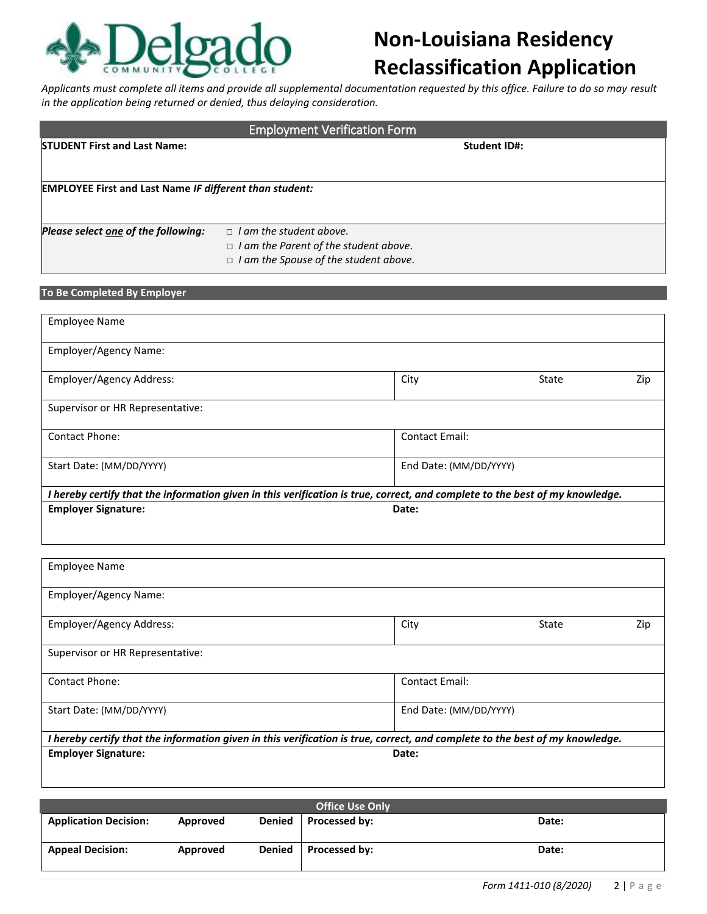# Non-Louisiana Residency Reclassification Application

*Applicants must complete all items and provide all supplemental documentation requested by this office. Failure to do so may result in the application being returned or denied, thus delaying consideration.*

## Employment Verification Form

| **STUDENT First and Last Name:** | **Student ID#:** |
|---|---|
| **EMPLOYEE First and Last Name *IF different than student:*** | |
| ***Please select one of the following:*** | □ *I am the student above.*<br>□ *I am the Parent of the student above.*<br>□ *I am the Spouse of the student above.* |

### To Be Completed By Employer

| Employee Name | | | |
|---|---|---|---|
| Employer/Agency Name: | | | |
| Employer/Agency Address: | City | State | Zip |
| Supervisor or HR Representative: | | | |
| Contact Phone: | Contact Email: | | |
| Start Date: (MM/DD/YYYY) | End Date: (MM/DD/YYYY) | | |
| ***I hereby certify that the information given in this verification is true, correct, and complete to the best of my knowledge.*** | | | |
| **Employer Signature:** | **Date:** | | |

| Employee Name | | | |
|---|---|---|---|
| Employer/Agency Name: | | | |
| Employer/Agency Address: | City | State | Zip |
| Supervisor or HR Representative: | | | |
| Contact Phone: | Contact Email: | | |
| Start Date: (MM/DD/YYYY) | End Date: (MM/DD/YYYY) | | |
| ***I hereby certify that the information given in this verification is true, correct, and complete to the best of my knowledge.*** | | | |
| **Employer Signature:** | **Date:** | | |

### Office Use Only

| **Application Decision:** | **Approved** | **Denied** | **Processed by:** | **Date:** |
|---|---|---|---|---|
| **Appeal Decision:** | **Approved** | **Denied** | **Processed by:** | **Date:** |

*Form 1411-010 (8/2020)*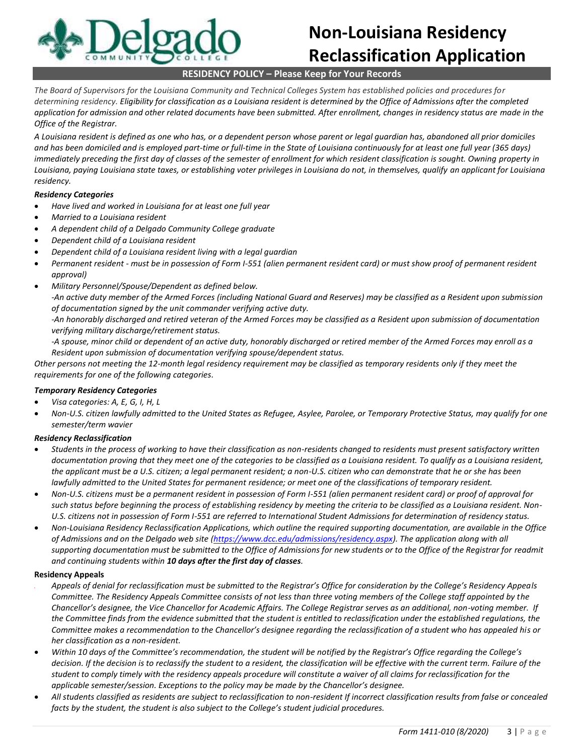# Non-Louisiana Residency Reclassification Application

**RESIDENCY POLICY – Please Keep for Your Records**

*The Board of Supervisors for the Louisiana Community and Technical Colleges System has established policies and procedures for determining residency. Eligibility for classification as a Louisiana resident is determined by the Office of Admissions after the completed application for admission and other related documents have been submitted. After enrollment, changes in residency status are made in the Office of the Registrar.*

*A Louisiana resident is defined as one who has, or a dependent person whose parent or legal guardian has, abandoned all prior domiciles and has been domiciled and is employed part-time or full-time in the State of Louisiana continuously for at least one full year (365 days) immediately preceding the first day of classes of the semester of enrollment for which resident classification is sought. Owning property in Louisiana, paying Louisiana state taxes, or establishing voter privileges in Louisiana do not, in themselves, qualify an applicant for Louisiana residency.*

***Residency Categories***

- *Have lived and worked in Louisiana for at least one full year*
- *Married to a Louisiana resident*
- *A dependent child of a Delgado Community College graduate*
- *Dependent child of a Louisiana resident*
- *Dependent child of a Louisiana resident living with a legal guardian*
- *Permanent resident - must be in possession of Form I-551 (alien permanent resident card) or must show proof of permanent resident approval)*
- *Military Personnel/Spouse/Dependent as defined below.*
  *-An active duty member of the Armed Forces (including National Guard and Reserves) may be classified as a Resident upon submission of documentation signed by the unit commander verifying active duty.*
  *-An honorably discharged and retired veteran of the Armed Forces may be classified as a Resident upon submission of documentation verifying military discharge/retirement status.*
  *-A spouse, minor child or dependent of an active duty, honorably discharged or retired member of the Armed Forces may enroll as a Resident upon submission of documentation verifying spouse/dependent status.*

*Other persons not meeting the 12-month legal residency requirement may be classified as temporary residents only if they meet the requirements for one of the following categories.*

***Temporary Residency Categories***

- *Visa categories: A, E, G, I, H, L*
- *Non-U.S. citizen lawfully admitted to the United States as Refugee, Asylee, Parolee, or Temporary Protective Status, may qualify for one semester/term wavier*

***Residency Reclassification***

- *Students in the process of working to have their classification as non-residents changed to residents must present satisfactory written documentation proving that they meet one of the categories to be classified as a Louisiana resident. To qualify as a Louisiana resident, the applicant must be a U.S. citizen; a legal permanent resident; a non-U.S. citizen who can demonstrate that he or she has been lawfully admitted to the United States for permanent residence; or meet one of the classifications of temporary resident.*
- *Non-U.S. citizens must be a permanent resident in possession of Form I-551 (alien permanent resident card) or proof of approval for such status before beginning the process of establishing residency by meeting the criteria to be classified as a Louisiana resident. Non-U.S. citizens not in possession of Form I-551 are referred to International Student Admissions for determination of residency status.*
- *Non-Louisiana Residency Reclassification Applications, which outline the required supporting documentation, are available in the Office of Admissions and on the Delgado web site (https://www.dcc.edu/admissions/residency.aspx). The application along with all supporting documentation must be submitted to the Office of Admissions for new students or to the Office of the Registrar for readmit and continuing students within* ***10 days after the first day of classes****.*

**Residency Appeals**

- *Appeals of denial for reclassification must be submitted to the Registrar's Office for consideration by the College's Residency Appeals Committee. The Residency Appeals Committee consists of not less than three voting members of the College staff appointed by the Chancellor's designee, the Vice Chancellor for Academic Affairs. The College Registrar serves as an additional, non-voting member. If the Committee finds from the evidence submitted that the student is entitled to reclassification under the established regulations, the Committee makes a recommendation to the Chancellor's designee regarding the reclassification of a student who has appealed his or her classification as a non-resident.*
- *Within 10 days of the Committee's recommendation, the student will be notified by the Registrar's Office regarding the College's decision. If the decision is to reclassify the student to a resident, the classification will be effective with the current term. Failure of the student to comply timely with the residency appeals procedure will constitute a waiver of all claims for reclassification for the applicable semester/session. Exceptions to the policy may be made by the Chancellor's designee.*
- *All students classified as residents are subject to reclassification to non-resident If incorrect classification results from false or concealed facts by the student, the student is also subject to the College's student judicial procedures.*

*Form 1411-010 (8/2020)*